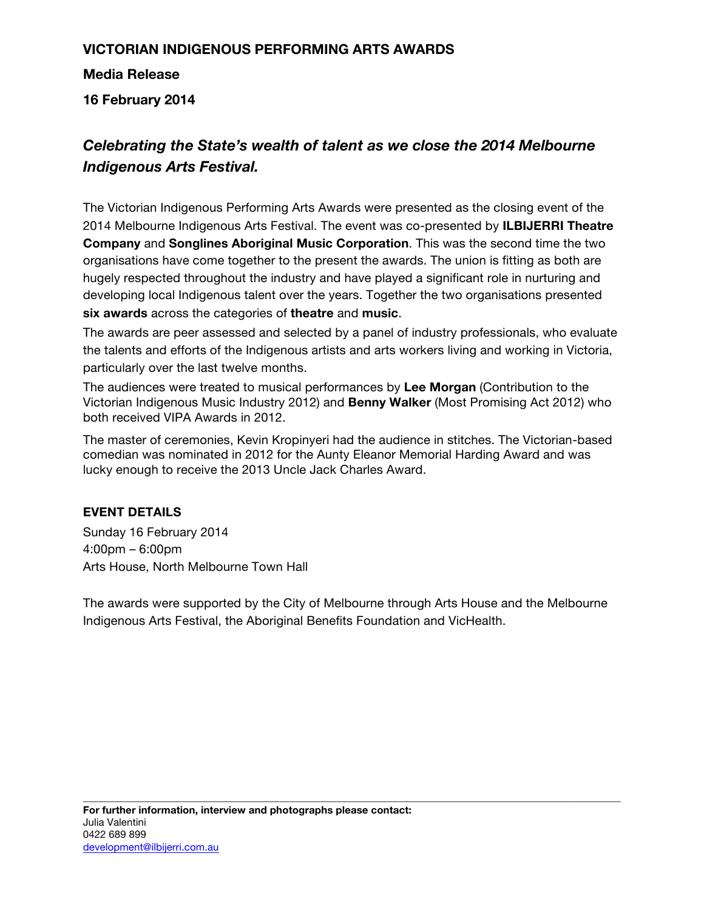**VICTORIAN INDIGENOUS PERFORMING ARTS AWARDS**

**Media Release**

**16 February 2014**

## *Celebrating the State's wealth of talent as we close the 2014 Melbourne Indigenous Arts Festival.*

The Victorian Indigenous Performing Arts Awards were presented as the closing event of the 2014 Melbourne Indigenous Arts Festival. The event was co-presented by **ILBIJERRI Theatre Company** and **Songlines Aboriginal Music Corporation**. This was the second time the two organisations have come together to the present the awards. The union is fitting as both are hugely respected throughout the industry and have played a significant role in nurturing and developing local Indigenous talent over the years. Together the two organisations presented **six awards** across the categories of **theatre** and **music**.

The awards are peer assessed and selected by a panel of industry professionals, who evaluate the talents and efforts of the Indigenous artists and arts workers living and working in Victoria, particularly over the last twelve months.

The audiences were treated to musical performances by **Lee Morgan** (Contribution to the Victorian Indigenous Music Industry 2012) and **Benny Walker** (Most Promising Act 2012) who both received VIPA Awards in 2012.

The master of ceremonies, Kevin Kropinyeri had the audience in stitches. The Victorian-based comedian was nominated in 2012 for the Aunty Eleanor Memorial Harding Award and was lucky enough to receive the 2013 Uncle Jack Charles Award.

**EVENT DETAILS**

Sunday 16 February 2014
4:00pm – 6:00pm
Arts House, North Melbourne Town Hall

The awards were supported by the City of Melbourne through Arts House and the Melbourne Indigenous Arts Festival, the Aboriginal Benefits Foundation and VicHealth.

---

**For further information, interview and photographs please contact:**
Julia Valentini
0422 689 899
development@ilbijerri.com.au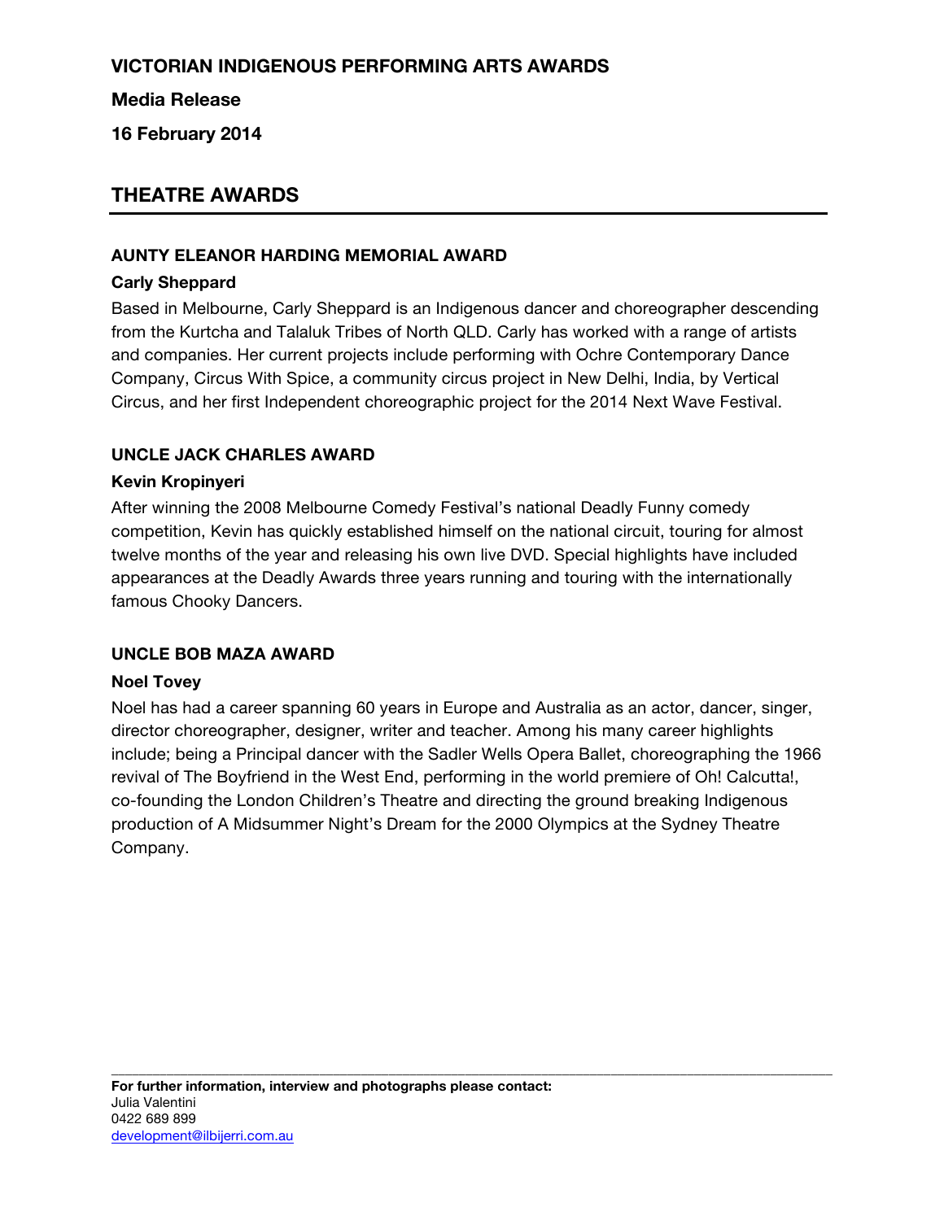**VICTORIAN INDIGENOUS PERFORMING ARTS AWARDS**

**Media Release**

**16 February 2014**

## THEATRE AWARDS

### AUNTY ELEANOR HARDING MEMORIAL AWARD

**Carly Sheppard**

Based in Melbourne, Carly Sheppard is an Indigenous dancer and choreographer descending from the Kurtcha and Talaluk Tribes of North QLD. Carly has worked with a range of artists and companies. Her current projects include performing with Ochre Contemporary Dance Company, Circus With Spice, a community circus project in New Delhi, India, by Vertical Circus, and her first Independent choreographic project for the 2014 Next Wave Festival.

### UNCLE JACK CHARLES AWARD

**Kevin Kropinyeri**

After winning the 2008 Melbourne Comedy Festival's national Deadly Funny comedy competition, Kevin has quickly established himself on the national circuit, touring for almost twelve months of the year and releasing his own live DVD. Special highlights have included appearances at the Deadly Awards three years running and touring with the internationally famous Chooky Dancers.

### UNCLE BOB MAZA AWARD

**Noel Tovey**

Noel has had a career spanning 60 years in Europe and Australia as an actor, dancer, singer, director choreographer, designer, writer and teacher. Among his many career highlights include; being a Principal dancer with the Sadler Wells Opera Ballet, choreographing the 1966 revival of The Boyfriend in the West End, performing in the world premiere of Oh! Calcutta!, co-founding the London Children's Theatre and directing the ground breaking Indigenous production of A Midsummer Night's Dream for the 2000 Olympics at the Sydney Theatre Company.

---

**For further information, interview and photographs please contact:**
Julia Valentini
0422 689 899
development@ilbijerri.com.au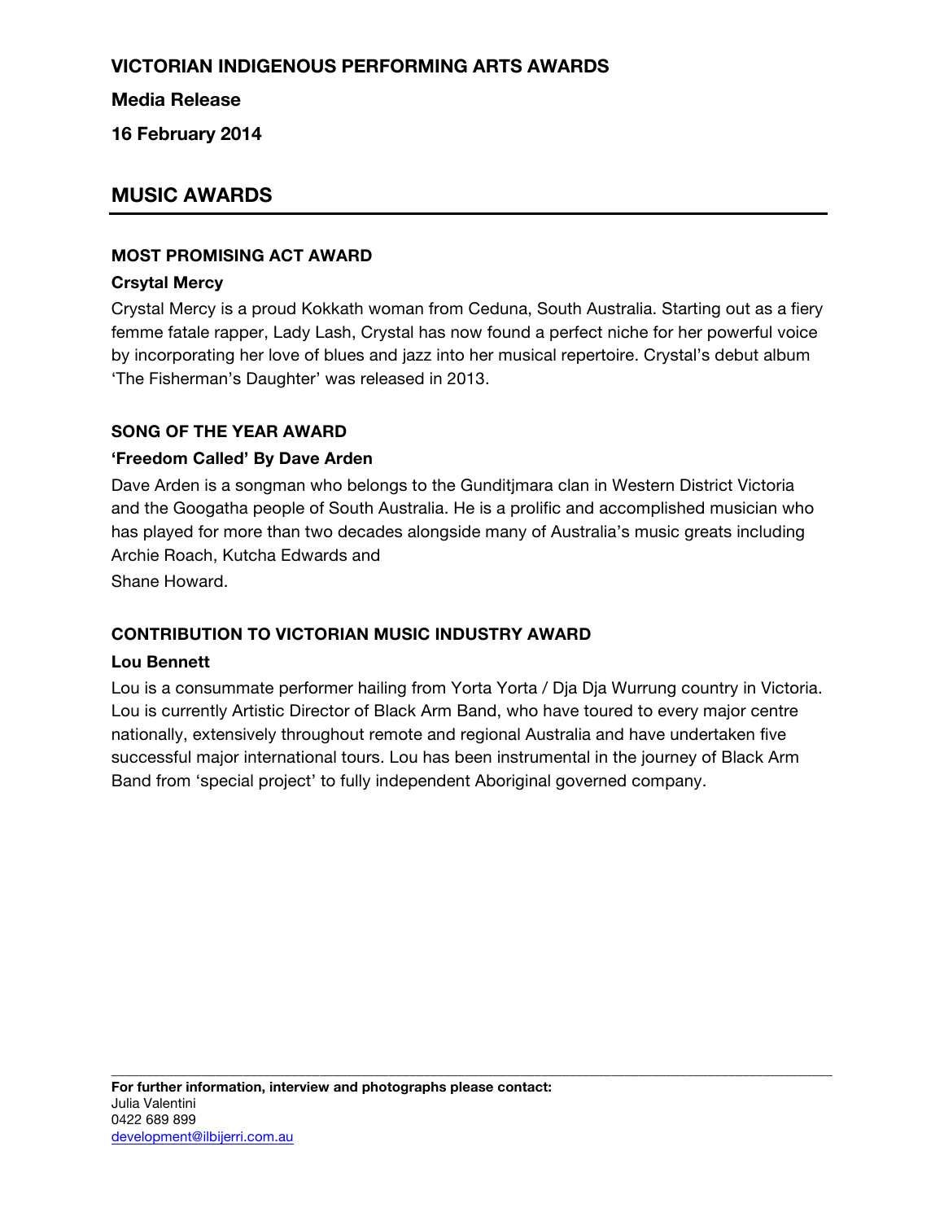**VICTORIAN INDIGENOUS PERFORMING ARTS AWARDS**

**Media Release**

**16 February 2014**

## MUSIC AWARDS

### MOST PROMISING ACT AWARD

**Crsytal Mercy**

Crystal Mercy is a proud Kokkath woman from Ceduna, South Australia. Starting out as a fiery femme fatale rapper, Lady Lash, Crystal has now found a perfect niche for her powerful voice by incorporating her love of blues and jazz into her musical repertoire. Crystal's debut album 'The Fisherman's Daughter' was released in 2013.

### SONG OF THE YEAR AWARD

**'Freedom Called' By Dave Arden**

Dave Arden is a songman who belongs to the Gunditjmara clan in Western District Victoria and the Googatha people of South Australia. He is a prolific and accomplished musician who has played for more than two decades alongside many of Australia's music greats including Archie Roach, Kutcha Edwards and Shane Howard.

### CONTRIBUTION TO VICTORIAN MUSIC INDUSTRY AWARD

**Lou Bennett**

Lou is a consummate performer hailing from Yorta Yorta / Dja Dja Wurrung country in Victoria. Lou is currently Artistic Director of Black Arm Band, who have toured to every major centre nationally, extensively throughout remote and regional Australia and have undertaken five successful major international tours. Lou has been instrumental in the journey of Black Arm Band from 'special project' to fully independent Aboriginal governed company.

---

**For further information, interview and photographs please contact:**
Julia Valentini
0422 689 899
development@ilbijerri.com.au